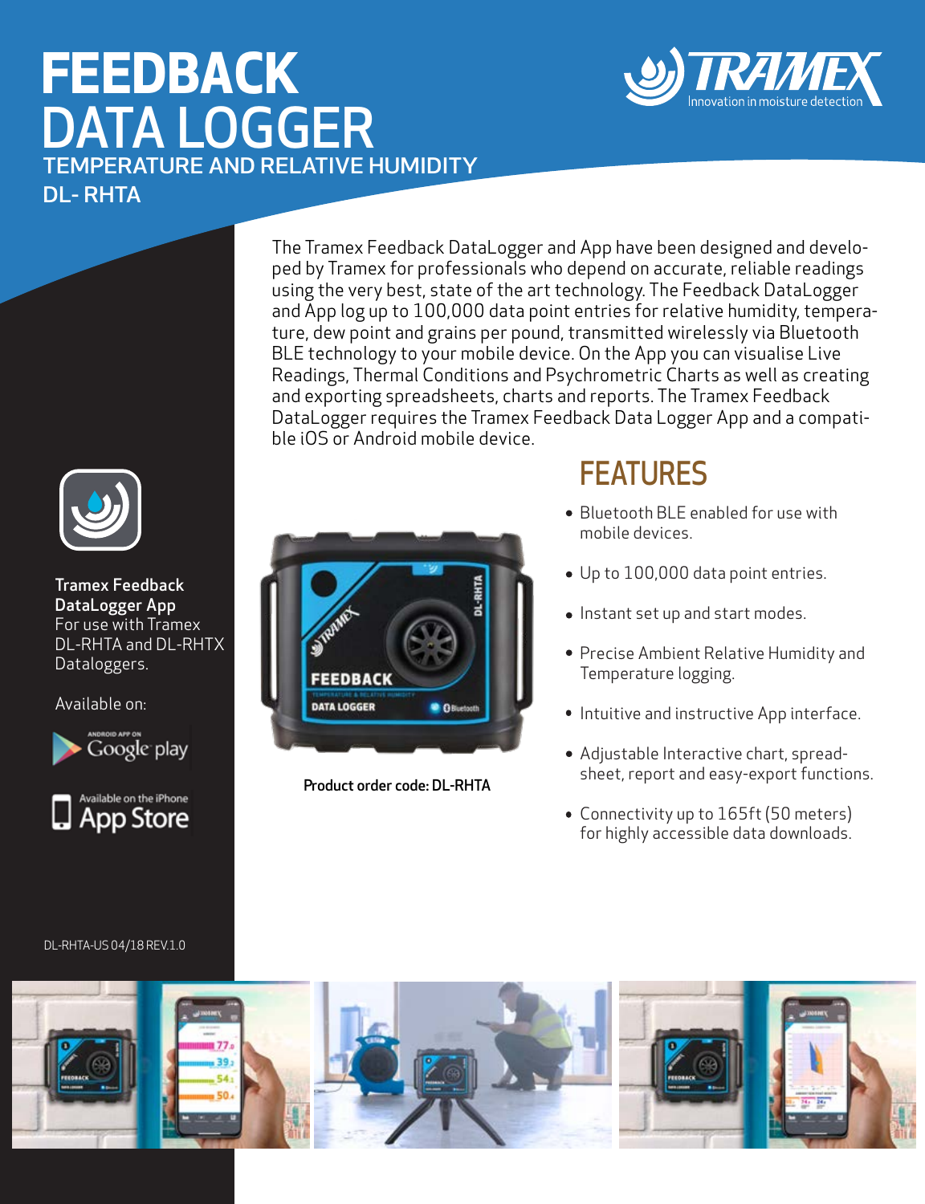# FEEDBACK DATA LOGGER

## TEMPERATURE AND RELATIVE HUMIDITY

## DL- RHTA

TRAMEX
Innovation in moisture detection

The Tramex Feedback DataLogger and App have been designed and developed by Tramex for professionals who depend on accurate, reliable readings using the very best, state of the art technology. The Feedback DataLogger and App log up to 100,000 data point entries for relative humidity, temperature, dew point and grains per pound, transmitted wirelessly via Bluetooth BLE technology to your mobile device. On the App you can visualise Live Readings, Thermal Conditions and Psychrometric Charts as well as creating and exporting spreadsheets, charts and reports. The Tramex Feedback DataLogger requires the Tramex Feedback Data Logger App and a compatible iOS or Android mobile device.

**Tramex Feedback DataLogger App**
For use with Tramex DL-RHTA and DL-RHTX Dataloggers.

Available on:

ANDROID APP ON Google play

Available on the iPhone App Store

Product order code: DL-RHTA

## FEATURES

- Bluetooth BLE enabled for use with mobile devices.
- Up to 100,000 data point entries.
- Instant set up and start modes.
- Precise Ambient Relative Humidity and Temperature logging.
- Intuitive and instructive App interface.
- Adjustable Interactive chart, spreadsheet, report and easy-export functions.
- Connectivity up to 165ft (50 meters) for highly accessible data downloads.

DL-RHTA-US 04/18 REV.1.0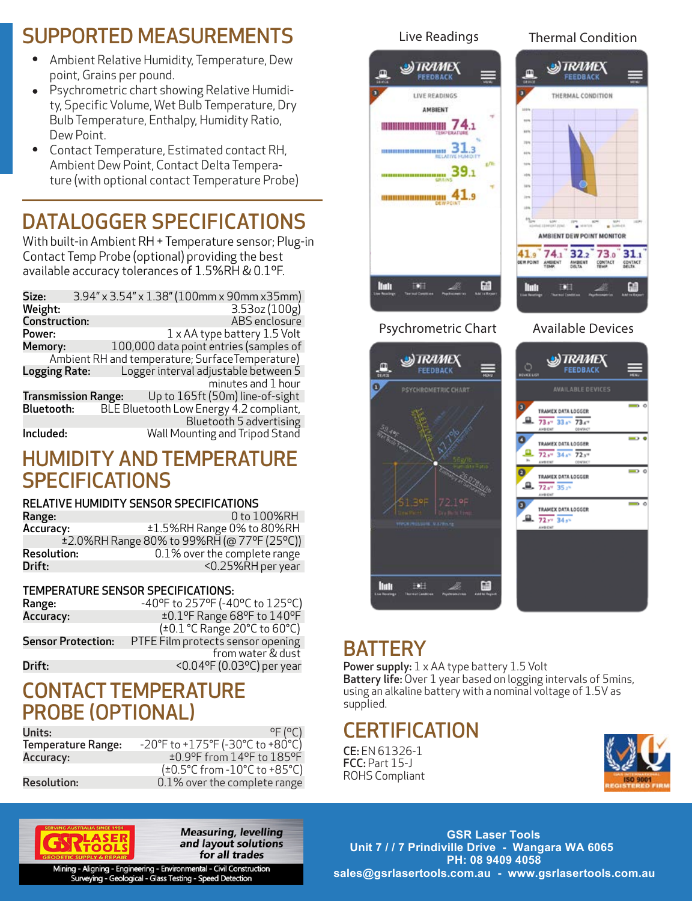## SUPPORTED MEASUREMENTS

- Ambient Relative Humidity, Temperature, Dew point, Grains per pound.
- Psychrometric chart showing Relative Humidity, Specific Volume, Wet Bulb Temperature, Dry Bulb Temperature, Enthalpy, Humidity Ratio, Dew Point.
- Contact Temperature, Estimated contact RH, Ambient Dew Point, Contact Delta Temperature (with optional contact Temperature Probe)

## DATALOGGER SPECIFICATIONS

With built-in Ambient RH + Temperature sensor; Plug-in Contact Temp Probe (optional) providing the best available accuracy tolerances of 1.5%RH & 0.1°F.

| | |
|---|---|
| **Size:** | 3.94" x 3.54" x 1.38" (100mm x 90mm x35mm) |
| **Weight:** | 3.53oz (100g) |
| **Construction:** | ABS enclosure |
| **Power:** | 1 x AA type battery 1.5 Volt |
| **Memory:** | 100,000 data point entries (samples of Ambient RH and temperature; Surface Temperature) |
| **Logging Rate:** | Logger interval adjustable between 5 minutes and 1 hour |
| **Transmission Range:** | Up to 165ft (50m) line-of-sight |
| **Bluetooth:** | BLE Bluetooth Low Energy 4.2 compliant, Bluetooth 5 advertising |
| **Included:** | Wall Mounting and Tripod Stand |

## HUMIDITY AND TEMPERATURE SPECIFICATIONS

### RELATIVE HUMIDITY SENSOR SPECIFICATIONS

| | |
|---|---|
| **Range:** | 0 to 100%RH |
| **Accuracy:** | ±1.5%RH Range 0% to 80%RH ±2.0%RH Range 80% to 99%RH (@ 77°F (25°C)) |
| **Resolution:** | 0.1% over the complete range |
| **Drift:** | <0.25%RH per year |

### TEMPERATURE SENSOR SPECIFICATIONS:

| | |
|---|---|
| **Range:** | -40°F to 257°F (-40°C to 125°C) |
| **Accuracy:** | ±0.1°F Range 68°F to 140°F (±0.1 °C Range 20°C to 60°C) |
| **Sensor Protection:** | PTFE Film protects sensor opening from water & dust |
| **Drift:** | <0.04°F (0.03°C) per year |

## CONTACT TEMPERATURE PROBE (OPTIONAL)

| | |
|---|---|
| **Units:** | °F (°C) |
| **Temperature Range:** | -20°F to +175°F (-30°C to +80°C) |
| **Accuracy:** | ±0.9°F from 14°F to 185°F (±0.5°C from -10°C to +85°C) |
| **Resolution:** | 0.1% over the complete range |

Live Readings

Thermal Condition

Psychrometric Chart

Available Devices

## BATTERY

**Power supply:** 1 x AA type battery 1.5 Volt
**Battery life:** Over 1 year based on logging intervals of 5mins, using an alkaline battery with a nominal voltage of 1.5V as supplied.

## CERTIFICATION

**CE:** EN 61326-1
**FCC:** Part 15-J
ROHS Compliant

*Measuring, levelling and layout solutions for all trades*

Mining - Aligning - Engineering - Environmental - Civil Construction Surveying - Geological - Glass Testing - Speed Detection

**GSR Laser Tools**
**Unit 7 / / 7 Prindiville Drive - Wangara WA 6065**
**PH: 08 9409 4058**
**sales@gsrlasertools.com.au - www.gsrlasertools.com.au**